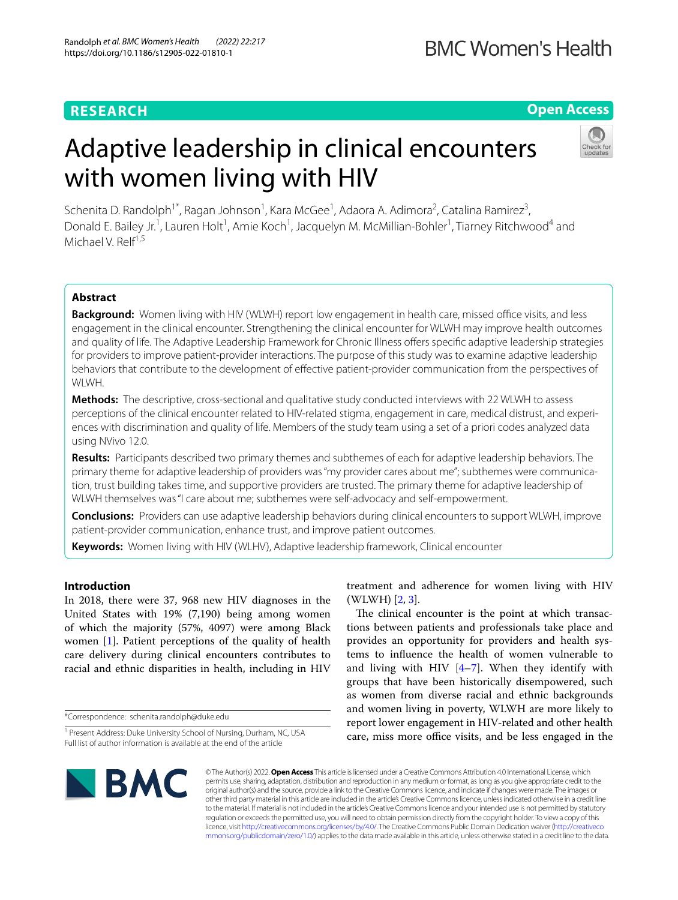RESEARCH

Open Access

# Adaptive leadership in clinical encounters with women living with HIV

Schenita D. Randolph[1*], Ragan Johnson[1], Kara McGee[1], Adaora A. Adimora[2], Catalina Ramirez[3], Donald E. Bailey Jr.[1], Lauren Holt[1], Amie Koch[1], Jacquelyn M. McMillian-Bohler[1], Tiarney Ritchwood[4] and Michael V. Relf[1,5]

## Abstract

**Background:** Women living with HIV (WLWH) report low engagement in health care, missed office visits, and less engagement in the clinical encounter. Strengthening the clinical encounter for WLWH may improve health outcomes and quality of life. The Adaptive Leadership Framework for Chronic Illness offers specific adaptive leadership strategies for providers to improve patient-provider interactions. The purpose of this study was to examine adaptive leadership behaviors that contribute to the development of effective patient-provider communication from the perspectives of WLWH.

**Methods:** The descriptive, cross-sectional and qualitative study conducted interviews with 22 WLWH to assess perceptions of the clinical encounter related to HIV-related stigma, engagement in care, medical distrust, and experiences with discrimination and quality of life. Members of the study team using a set of a priori codes analyzed data using NVivo 12.0.

**Results:** Participants described two primary themes and subthemes of each for adaptive leadership behaviors. The primary theme for adaptive leadership of providers was "my provider cares about me"; subthemes were communication, trust building takes time, and supportive providers are trusted. The primary theme for adaptive leadership of WLWH themselves was "I care about me; subthemes were self-advocacy and self-empowerment.

**Conclusions:** Providers can use adaptive leadership behaviors during clinical encounters to support WLWH, improve patient-provider communication, enhance trust, and improve patient outcomes.

**Keywords:** Women living with HIV (WLHV), Adaptive leadership framework, Clinical encounter

## Introduction

In 2018, there were 37, 968 new HIV diagnoses in the United States with 19% (7,190) being among women of which the majority (57%, 4097) were among Black women [1]. Patient perceptions of the quality of health care delivery during clinical encounters contributes to racial and ethnic disparities in health, including in HIV treatment and adherence for women living with HIV (WLWH) [2, 3].

The clinical encounter is the point at which transactions between patients and professionals take place and provides an opportunity for providers and health systems to influence the health of women vulnerable to and living with HIV [4–7]. When they identify with groups that have been historically disempowered, such as women from diverse racial and ethnic backgrounds and women living in poverty, WLWH are more likely to report lower engagement in HIV-related and other health care, miss more office visits, and be less engaged in the

*Correspondence: schenita.randolph@duke.edu

[1] Present Address: Duke University School of Nursing, Durham, NC, USA
Full list of author information is available at the end of the article

© The Author(s) 2022. **Open Access** This article is licensed under a Creative Commons Attribution 4.0 International License, which permits use, sharing, adaptation, distribution and reproduction in any medium or format, as long as you give appropriate credit to the original author(s) and the source, provide a link to the Creative Commons licence, and indicate if changes were made. The images or other third party material in this article are included in the article's Creative Commons licence, unless indicated otherwise in a credit line to the material. If material is not included in the article's Creative Commons licence and your intended use is not permitted by statutory regulation or exceeds the permitted use, you will need to obtain permission directly from the copyright holder. To view a copy of this licence, visit http://creativecommons.org/licenses/by/4.0/. The Creative Commons Public Domain Dedication waiver (http://creativecommons.org/publicdomain/zero/1.0/) applies to the data made available in this article, unless otherwise stated in a credit line to the data.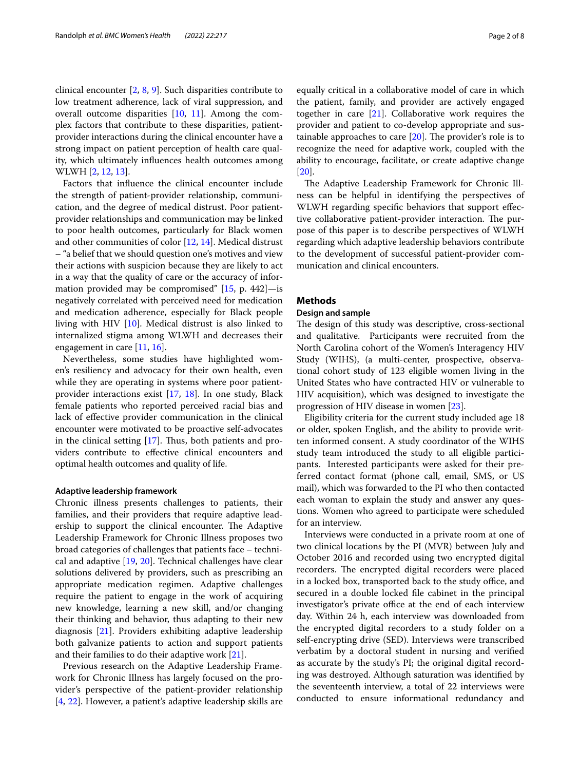clinical encounter [2, 8, 9]. Such disparities contribute to low treatment adherence, lack of viral suppression, and overall outcome disparities [10, 11]. Among the complex factors that contribute to these disparities, patient-provider interactions during the clinical encounter have a strong impact on patient perception of health care quality, which ultimately influences health outcomes among WLWH [2, 12, 13].

Factors that influence the clinical encounter include the strength of patient-provider relationship, communication, and the degree of medical distrust. Poor patient-provider relationships and communication may be linked to poor health outcomes, particularly for Black women and other communities of color [12, 14]. Medical distrust – "a belief that we should question one's motives and view their actions with suspicion because they are likely to act in a way that the quality of care or the accuracy of information provided may be compromised" [15, p. 442]—is negatively correlated with perceived need for medication and medication adherence, especially for Black people living with HIV [10]. Medical distrust is also linked to internalized stigma among WLWH and decreases their engagement in care [11, 16].

Nevertheless, some studies have highlighted women's resiliency and advocacy for their own health, even while they are operating in systems where poor patient-provider interactions exist [17, 18]. In one study, Black female patients who reported perceived racial bias and lack of effective provider communication in the clinical encounter were motivated to be proactive self-advocates in the clinical setting [17]. Thus, both patients and providers contribute to effective clinical encounters and optimal health outcomes and quality of life.

### Adaptive leadership framework

Chronic illness presents challenges to patients, their families, and their providers that require adaptive leadership to support the clinical encounter. The Adaptive Leadership Framework for Chronic Illness proposes two broad categories of challenges that patients face – technical and adaptive [19, 20]. Technical challenges have clear solutions delivered by providers, such as prescribing an appropriate medication regimen. Adaptive challenges require the patient to engage in the work of acquiring new knowledge, learning a new skill, and/or changing their thinking and behavior, thus adapting to their new diagnosis [21]. Providers exhibiting adaptive leadership both galvanize patients to action and support patients and their families to do their adaptive work [21].

Previous research on the Adaptive Leadership Framework for Chronic Illness has largely focused on the provider's perspective of the patient-provider relationship [4, 22]. However, a patient's adaptive leadership skills are equally critical in a collaborative model of care in which the patient, family, and provider are actively engaged together in care [21]. Collaborative work requires the provider and patient to co-develop appropriate and sustainable approaches to care [20]. The provider's role is to recognize the need for adaptive work, coupled with the ability to encourage, facilitate, or create adaptive change [20].

The Adaptive Leadership Framework for Chronic Illness can be helpful in identifying the perspectives of WLWH regarding specific behaviors that support effective collaborative patient-provider interaction. The purpose of this paper is to describe perspectives of WLWH regarding which adaptive leadership behaviors contribute to the development of successful patient-provider communication and clinical encounters.

## Methods

### Design and sample

The design of this study was descriptive, cross-sectional and qualitative. Participants were recruited from the North Carolina cohort of the Women's Interagency HIV Study (WIHS), (a multi-center, prospective, observational cohort study of 123 eligible women living in the United States who have contracted HIV or vulnerable to HIV acquisition), which was designed to investigate the progression of HIV disease in women [23].

Eligibility criteria for the current study included age 18 or older, spoken English, and the ability to provide written informed consent. A study coordinator of the WIHS study team introduced the study to all eligible participants. Interested participants were asked for their preferred contact format (phone call, email, SMS, or US mail), which was forwarded to the PI who then contacted each woman to explain the study and answer any questions. Women who agreed to participate were scheduled for an interview.

Interviews were conducted in a private room at one of two clinical locations by the PI (MVR) between July and October 2016 and recorded using two encrypted digital recorders. The encrypted digital recorders were placed in a locked box, transported back to the study office, and secured in a double locked file cabinet in the principal investigator's private office at the end of each interview day. Within 24 h, each interview was downloaded from the encrypted digital recorders to a study folder on a self-encrypting drive (SED). Interviews were transcribed verbatim by a doctoral student in nursing and verified as accurate by the study's PI; the original digital recording was destroyed. Although saturation was identified by the seventeenth interview, a total of 22 interviews were conducted to ensure informational redundancy and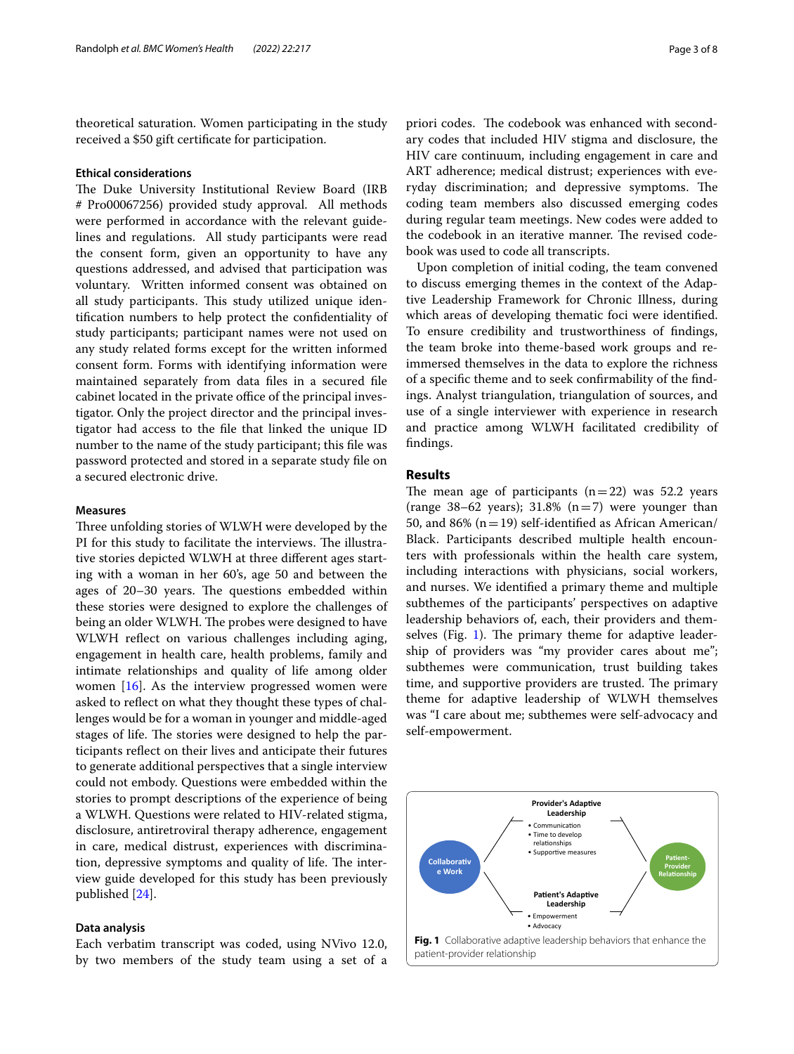theoretical saturation. Women participating in the study received a $50 gift certificate for participation.

### Ethical considerations

The Duke University Institutional Review Board (IRB # Pro00067256) provided study approval. All methods were performed in accordance with the relevant guidelines and regulations. All study participants were read the consent form, given an opportunity to have any questions addressed, and advised that participation was voluntary. Written informed consent was obtained on all study participants. This study utilized unique identification numbers to help protect the confidentiality of study participants; participant names were not used on any study related forms except for the written informed consent form. Forms with identifying information were maintained separately from data files in a secured file cabinet located in the private office of the principal investigator. Only the project director and the principal investigator had access to the file that linked the unique ID number to the name of the study participant; this file was password protected and stored in a separate study file on a secured electronic drive.

### Measures

Three unfolding stories of WLWH were developed by the PI for this study to facilitate the interviews. The illustrative stories depicted WLWH at three different ages starting with a woman in her 60's, age 50 and between the ages of 20–30 years. The questions embedded within these stories were designed to explore the challenges of being an older WLWH. The probes were designed to have WLWH reflect on various challenges including aging, engagement in health care, health problems, family and intimate relationships and quality of life among older women [16]. As the interview progressed women were asked to reflect on what they thought these types of challenges would be for a woman in younger and middle-aged stages of life. The stories were designed to help the participants reflect on their lives and anticipate their futures to generate additional perspectives that a single interview could not embody. Questions were embedded within the stories to prompt descriptions of the experience of being a WLWH. Questions were related to HIV-related stigma, disclosure, antiretroviral therapy adherence, engagement in care, medical distrust, experiences with discrimination, depressive symptoms and quality of life. The interview guide developed for this study has been previously published [24].

### Data analysis

Each verbatim transcript was coded, using NVivo 12.0, by two members of the study team using a set of a priori codes. The codebook was enhanced with secondary codes that included HIV stigma and disclosure, the HIV care continuum, including engagement in care and ART adherence; medical distrust; experiences with everyday discrimination; and depressive symptoms. The coding team members also discussed emerging codes during regular team meetings. New codes were added to the codebook in an iterative manner. The revised codebook was used to code all transcripts.

Upon completion of initial coding, the team convened to discuss emerging themes in the context of the Adaptive Leadership Framework for Chronic Illness, during which areas of developing thematic foci were identified. To ensure credibility and trustworthiness of findings, the team broke into theme-based work groups and re-immersed themselves in the data to explore the richness of a specific theme and to seek confirmability of the findings. Analyst triangulation, triangulation of sources, and use of a single interviewer with experience in research and practice among WLWH facilitated credibility of findings.

## Results

The mean age of participants (n = 22) was 52.2 years (range 38–62 years); 31.8% (n = 7) were younger than 50, and 86% (n = 19) self-identified as African American/Black. Participants described multiple health encounters with professionals within the health care system, including interactions with physicians, social workers, and nurses. We identified a primary theme and multiple subthemes of the participants' perspectives on adaptive leadership behaviors of, each, their providers and themselves (Fig. 1). The primary theme for adaptive leadership of providers was "my provider cares about me"; subthemes were communication, trust building takes time, and supportive providers are trusted. The primary theme for adaptive leadership of WLWH themselves was "I care about me; subthemes were self-advocacy and self-empowerment.

Collaborative Work

Provider's Adaptive Leadership
- Communication
- Time to develop relationships
- Supportive measures

Patient's Adaptive Leadership
- Empowerment
- Advocacy

Patient-Provider Relationship

**Fig. 1** Collaborative adaptive leadership behaviors that enhance the patient-provider relationship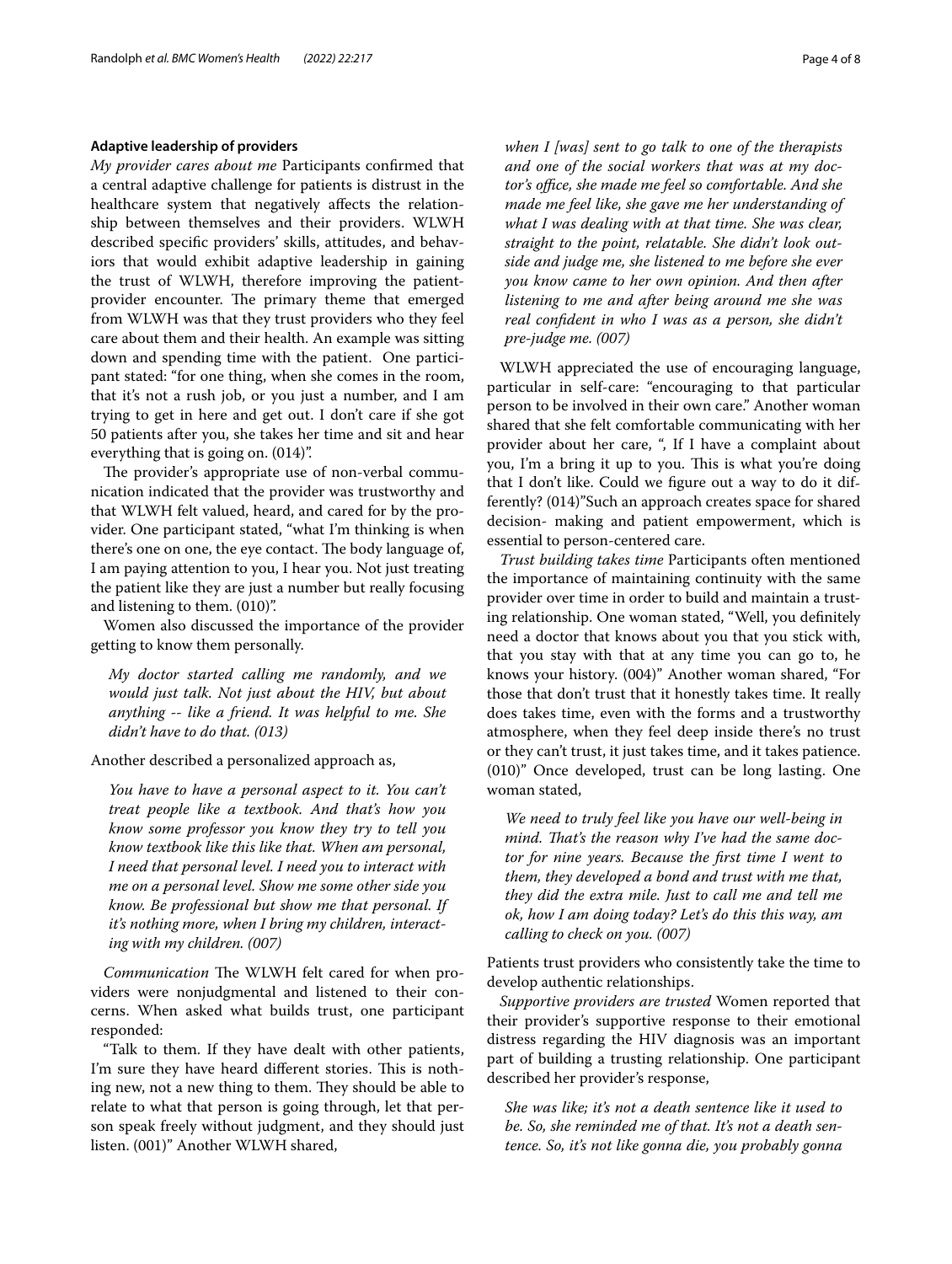**Adaptive leadership of providers**

*My provider cares about me* Participants confirmed that a central adaptive challenge for patients is distrust in the healthcare system that negatively affects the relationship between themselves and their providers. WLWH described specific providers' skills, attitudes, and behaviors that would exhibit adaptive leadership in gaining the trust of WLWH, therefore improving the patient-provider encounter. The primary theme that emerged from WLWH was that they trust providers who they feel care about them and their health. An example was sitting down and spending time with the patient. One participant stated: "for one thing, when she comes in the room, that it's not a rush job, or you just a number, and I am trying to get in here and get out. I don't care if she got 50 patients after you, she takes her time and sit and hear everything that is going on. (014)".

The provider's appropriate use of non-verbal communication indicated that the provider was trustworthy and that WLWH felt valued, heard, and cared for by the provider. One participant stated, "what I'm thinking is when there's one on one, the eye contact. The body language of, I am paying attention to you, I hear you. Not just treating the patient like they are just a number but really focusing and listening to them. (010)".

Women also discussed the importance of the provider getting to know them personally.

> *My doctor started calling me randomly, and we would just talk. Not just about the HIV, but about anything -- like a friend. It was helpful to me. She didn't have to do that. (013)*

Another described a personalized approach as,

> *You have to have a personal aspect to it. You can't treat people like a textbook. And that's how you know some professor you know they try to tell you know textbook like this like that. When am personal, I need that personal level. I need you to interact with me on a personal level. Show me some other side you know. Be professional but show me that personal. If it's nothing more, when I bring my children, interacting with my children. (007)*

*Communication* The WLWH felt cared for when providers were nonjudgmental and listened to their concerns. When asked what builds trust, one participant responded:

"Talk to them. If they have dealt with other patients, I'm sure they have heard different stories. This is nothing new, not a new thing to them. They should be able to relate to what that person is going through, let that person speak freely without judgment, and they should just listen. (001)" Another WLWH shared,

> *when I [was] sent to go talk to one of the therapists and one of the social workers that was at my doctor's office, she made me feel so comfortable. And she made me feel like, she gave me her understanding of what I was dealing with at that time. She was clear, straight to the point, relatable. She didn't look outside and judge me, she listened to me before she ever you know came to her own opinion. And then after listening to me and after being around me she was real confident in who I was as a person, she didn't pre-judge me. (007)*

WLWH appreciated the use of encouraging language, particular in self-care: "encouraging to that particular person to be involved in their own care." Another woman shared that she felt comfortable communicating with her provider about her care, ", If I have a complaint about you, I'm a bring it up to you. This is what you're doing that I don't like. Could we figure out a way to do it differently? (014)"Such an approach creates space for shared decision- making and patient empowerment, which is essential to person-centered care.

*Trust building takes time* Participants often mentioned the importance of maintaining continuity with the same provider over time in order to build and maintain a trusting relationship. One woman stated, "Well, you definitely need a doctor that knows about you that you stick with, that you stay with that at any time you can go to, he knows your history. (004)" Another woman shared, "For those that don't trust that it honestly takes time. It really does takes time, even with the forms and a trustworthy atmosphere, when they feel deep inside there's no trust or they can't trust, it just takes time, and it takes patience. (010)" Once developed, trust can be long lasting. One woman stated,

> *We need to truly feel like you have our well-being in mind. That's the reason why I've had the same doctor for nine years. Because the first time I went to them, they developed a bond and trust with me that, they did the extra mile. Just to call me and tell me ok, how I am doing today? Let's do this this way, am calling to check on you. (007)*

Patients trust providers who consistently take the time to develop authentic relationships.

*Supportive providers are trusted* Women reported that their provider's supportive response to their emotional distress regarding the HIV diagnosis was an important part of building a trusting relationship. One participant described her provider's response,

> *She was like; it's not a death sentence like it used to be. So, she reminded me of that. It's not a death sentence. So, it's not like gonna die, you probably gonna*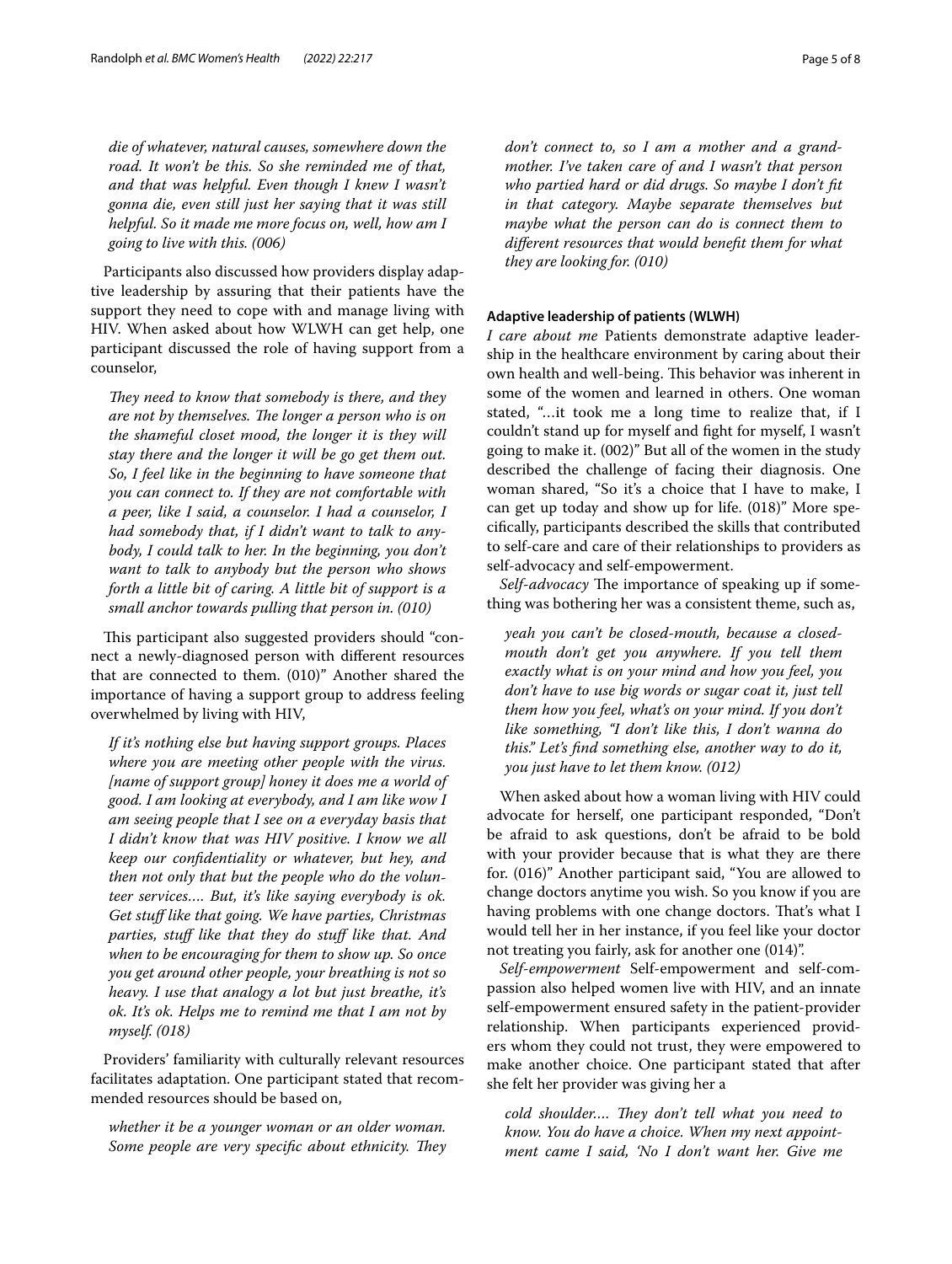*die of whatever, natural causes, somewhere down the road. It won't be this. So she reminded me of that, and that was helpful. Even though I knew I wasn't gonna die, even still just her saying that it was still helpful. So it made me more focus on, well, how am I going to live with this. (006)*

Participants also discussed how providers display adaptive leadership by assuring that their patients have the support they need to cope with and manage living with HIV. When asked about how WLWH can get help, one participant discussed the role of having support from a counselor,

> *They need to know that somebody is there, and they are not by themselves. The longer a person who is on the shameful closet mood, the longer it is they will stay there and the longer it will be go get them out. So, I feel like in the beginning to have someone that you can connect to. If they are not comfortable with a peer, like I said, a counselor. I had a counselor, I had somebody that, if I didn't want to talk to anybody, I could talk to her. In the beginning, you don't want to talk to anybody but the person who shows forth a little bit of caring. A little bit of support is a small anchor towards pulling that person in. (010)*

This participant also suggested providers should "connect a newly-diagnosed person with different resources that are connected to them. (010)" Another shared the importance of having a support group to address feeling overwhelmed by living with HIV,

> *If it's nothing else but having support groups. Places where you are meeting other people with the virus. [name of support group] honey it does me a world of good. I am looking at everybody, and I am like wow I am seeing people that I see on a everyday basis that I didn't know that was HIV positive. I know we all keep our confidentiality or whatever, but hey, and then not only that but the people who do the volunteer services.... But, it's like saying everybody is ok. Get stuff like that going. We have parties, Christmas parties, stuff like that they do stuff like that. And when to be encouraging for them to show up. So once you get around other people, your breathing is not so heavy. I use that analogy a lot but just breathe, it's ok. It's ok. Helps me to remind me that I am not by myself. (018)*

Providers' familiarity with culturally relevant resources facilitates adaptation. One participant stated that recommended resources should be based on,

> *whether it be a younger woman or an older woman. Some people are very specific about ethnicity. They don't connect to, so I am a mother and a grandmother. I've taken care of and I wasn't that person who partied hard or did drugs. So maybe I don't fit in that category. Maybe separate themselves but maybe what the person can do is connect them to different resources that would benefit them for what they are looking for. (010)*

#### Adaptive leadership of patients (WLWH)

*I care about me* Patients demonstrate adaptive leadership in the healthcare environment by caring about their own health and well-being. This behavior was inherent in some of the women and learned in others. One woman stated, "...it took me a long time to realize that, if I couldn't stand up for myself and fight for myself, I wasn't going to make it. (002)" But all of the women in the study described the challenge of facing their diagnosis. One woman shared, "So it's a choice that I have to make, I can get up today and show up for life. (018)" More specifically, participants described the skills that contributed to self-care and care of their relationships to providers as self-advocacy and self-empowerment.

*Self-advocacy* The importance of speaking up if something was bothering her was a consistent theme, such as,

> *yeah you can't be closed-mouth, because a closed-mouth don't get you anywhere. If you tell them exactly what is on your mind and how you feel, you don't have to use big words or sugar coat it, just tell them how you feel, what's on your mind. If you don't like something, "I don't like this, I don't wanna do this." Let's find something else, another way to do it, you just have to let them know. (012)*

When asked about how a woman living with HIV could advocate for herself, one participant responded, "Don't be afraid to ask questions, don't be afraid to be bold with your provider because that is what they are there for. (016)" Another participant said, "You are allowed to change doctors anytime you wish. So you know if you are having problems with one change doctors. That's what I would tell her in her instance, if you feel like your doctor not treating you fairly, ask for another one (014)".

*Self-empowerment* Self-empowerment and self-compassion also helped women live with HIV, and an innate self-empowerment ensured safety in the patient-provider relationship. When participants experienced providers whom they could not trust, they were empowered to make another choice. One participant stated that after she felt her provider was giving her a

> *cold shoulder.... They don't tell what you need to know. You do have a choice. When my next appointment came I said, 'No I don't want her. Give me*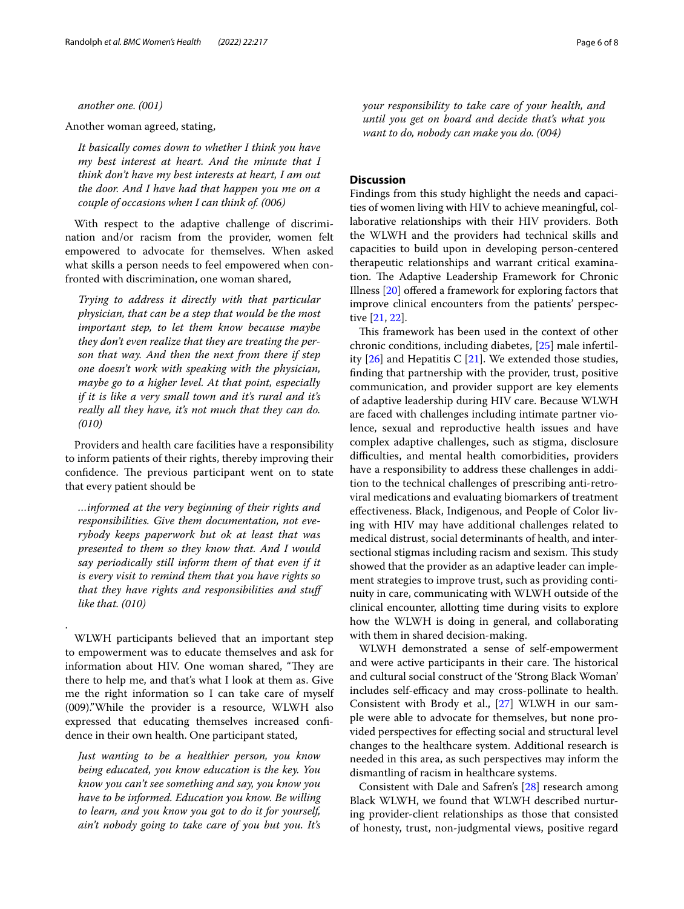*another one. (001)*

Another woman agreed, stating,

> *It basically comes down to whether I think you have my best interest at heart. And the minute that I think don't have my best interests at heart, I am out the door. And I have had that happen you me on a couple of occasions when I can think of. (006)*

With respect to the adaptive challenge of discrimination and/or racism from the provider, women felt empowered to advocate for themselves. When asked what skills a person needs to feel empowered when confronted with discrimination, one woman shared,

> *Trying to address it directly with that particular physician, that can be a step that would be the most important step, to let them know because maybe they don't even realize that they are treating the person that way. And then the next from there if step one doesn't work with speaking with the physician, maybe go to a higher level. At that point, especially if it is like a very small town and it's rural and it's really all they have, it's not much that they can do. (010)*

Providers and health care facilities have a responsibility to inform patients of their rights, thereby improving their confidence. The previous participant went on to state that every patient should be

> *…informed at the very beginning of their rights and responsibilities. Give them documentation, not everybody keeps paperwork but ok at least that was presented to them so they know that. And I would say periodically still inform them of that even if it is every visit to remind them that you have rights so that they have rights and responsibilities and stuff like that. (010)*

.

WLWH participants believed that an important step to empowerment was to educate themselves and ask for information about HIV. One woman shared, "They are there to help me, and that's what I look at them as. Give me the right information so I can take care of myself (009)."While the provider is a resource, WLWH also expressed that educating themselves increased confidence in their own health. One participant stated,

> *Just wanting to be a healthier person, you know being educated, you know education is the key. You know you can't see something and say, you know you have to be informed. Education you know. Be willing to learn, and you know you got to do it for yourself, ain't nobody going to take care of you but you. It's your responsibility to take care of your health, and until you get on board and decide that's what you want to do, nobody can make you do. (004)*

## Discussion

Findings from this study highlight the needs and capacities of women living with HIV to achieve meaningful, collaborative relationships with their HIV providers. Both the WLWH and the providers had technical skills and capacities to build upon in developing person-centered therapeutic relationships and warrant critical examination. The Adaptive Leadership Framework for Chronic Illness [20] offered a framework for exploring factors that improve clinical encounters from the patients' perspective [21, 22].

This framework has been used in the context of other chronic conditions, including diabetes, [25] male infertility [26] and Hepatitis C [21]. We extended those studies, finding that partnership with the provider, trust, positive communication, and provider support are key elements of adaptive leadership during HIV care. Because WLWH are faced with challenges including intimate partner violence, sexual and reproductive health issues and have complex adaptive challenges, such as stigma, disclosure difficulties, and mental health comorbidities, providers have a responsibility to address these challenges in addition to the technical challenges of prescribing anti-retroviral medications and evaluating biomarkers of treatment effectiveness. Black, Indigenous, and People of Color living with HIV may have additional challenges related to medical distrust, social determinants of health, and intersectional stigmas including racism and sexism. This study showed that the provider as an adaptive leader can implement strategies to improve trust, such as providing continuity in care, communicating with WLWH outside of the clinical encounter, allotting time during visits to explore how the WLWH is doing in general, and collaborating with them in shared decision-making.

WLWH demonstrated a sense of self-empowerment and were active participants in their care. The historical and cultural social construct of the 'Strong Black Woman' includes self-efficacy and may cross-pollinate to health. Consistent with Brody et al., [27] WLWH in our sample were able to advocate for themselves, but none provided perspectives for effecting social and structural level changes to the healthcare system. Additional research is needed in this area, as such perspectives may inform the dismantling of racism in healthcare systems.

Consistent with Dale and Safren's [28] research among Black WLWH, we found that WLWH described nurturing provider-client relationships as those that consisted of honesty, trust, non-judgmental views, positive regard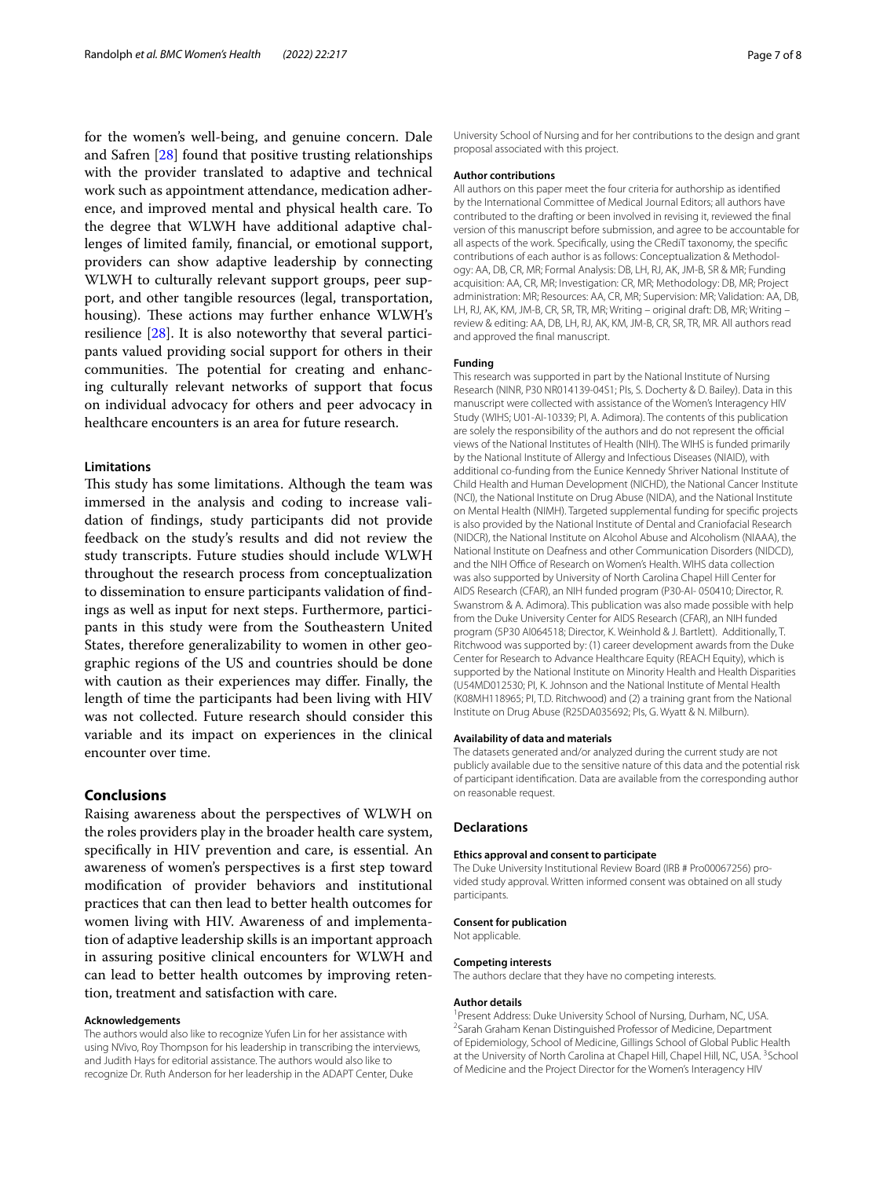for the women's well-being, and genuine concern. Dale and Safren [28] found that positive trusting relationships with the provider translated to adaptive and technical work such as appointment attendance, medication adherence, and improved mental and physical health care. To the degree that WLWH have additional adaptive challenges of limited family, financial, or emotional support, providers can show adaptive leadership by connecting WLWH to culturally relevant support groups, peer support, and other tangible resources (legal, transportation, housing). These actions may further enhance WLWH's resilience [28]. It is also noteworthy that several participants valued providing social support for others in their communities. The potential for creating and enhancing culturally relevant networks of support that focus on individual advocacy for others and peer advocacy in healthcare encounters is an area for future research.

### Limitations

This study has some limitations. Although the team was immersed in the analysis and coding to increase validation of findings, study participants did not provide feedback on the study's results and did not review the study transcripts. Future studies should include WLWH throughout the research process from conceptualization to dissemination to ensure participants validation of findings as well as input for next steps. Furthermore, participants in this study were from the Southeastern United States, therefore generalizability to women in other geographic regions of the US and countries should be done with caution as their experiences may differ. Finally, the length of time the participants had been living with HIV was not collected. Future research should consider this variable and its impact on experiences in the clinical encounter over time.

## Conclusions

Raising awareness about the perspectives of WLWH on the roles providers play in the broader health care system, specifically in HIV prevention and care, is essential. An awareness of women's perspectives is a first step toward modification of provider behaviors and institutional practices that can then lead to better health outcomes for women living with HIV. Awareness of and implementation of adaptive leadership skills is an important approach in assuring positive clinical encounters for WLWH and can lead to better health outcomes by improving retention, treatment and satisfaction with care.

#### Acknowledgements

The authors would also like to recognize Yufen Lin for her assistance with using NVivo, Roy Thompson for his leadership in transcribing the interviews, and Judith Hays for editorial assistance. The authors would also like to recognize Dr. Ruth Anderson for her leadership in the ADAPT Center, Duke University School of Nursing and for her contributions to the design and grant proposal associated with this project.

#### Author contributions

All authors on this paper meet the four criteria for authorship as identified by the International Committee of Medical Journal Editors; all authors have contributed to the drafting or been involved in revising it, reviewed the final version of this manuscript before submission, and agree to be accountable for all aspects of the work. Specifically, using the CRediT taxonomy, the specific contributions of each author is as follows: Conceptualization & Methodology: AA, DB, CR, MR; Formal Analysis: DB, LH, RJ, AK, JM-B, SR & MR; Funding acquisition: AA, CR, MR; Investigation: CR, MR; Methodology: DB, MR; Project administration: MR; Resources: AA, CR, MR; Supervision: MR; Validation: AA, DB, LH, RJ, AK, KM, JM-B, CR, SR, TR, MR; Writing – original draft: DB, MR; Writing – review & editing: AA, DB, LH, RJ, AK, KM, JM-B, CR, SR, TR, MR. All authors read and approved the final manuscript.

#### Funding

This research was supported in part by the National Institute of Nursing Research (NINR, P30 NR014139-04S1; PIs, S. Docherty & D. Bailey). Data in this manuscript were collected with assistance of the Women's Interagency HIV Study (WIHS; U01-AI-10339; PI, A. Adimora). The contents of this publication are solely the responsibility of the authors and do not represent the official views of the National Institutes of Health (NIH). The WIHS is funded primarily by the National Institute of Allergy and Infectious Diseases (NIAID), with additional co-funding from the Eunice Kennedy Shriver National Institute of Child Health and Human Development (NICHD), the National Cancer Institute (NCI), the National Institute on Drug Abuse (NIDA), and the National Institute on Mental Health (NIMH). Targeted supplemental funding for specific projects is also provided by the National Institute of Dental and Craniofacial Research (NIDCR), the National Institute on Alcohol Abuse and Alcoholism (NIAAA), the National Institute on Deafness and other Communication Disorders (NIDCD), and the NIH Office of Research on Women's Health. WIHS data collection was also supported by University of North Carolina Chapel Hill Center for AIDS Research (CFAR), an NIH funded program (P30-AI- 050410; Director, R. Swanstrom & A. Adimora). This publication was also made possible with help from the Duke University Center for AIDS Research (CFAR), an NIH funded program (5P30 AI064518; Director, K. Weinhold & J. Bartlett). Additionally, T. Ritchwood was supported by: (1) career development awards from the Duke Center for Research to Advance Healthcare Equity (REACH Equity), which is supported by the National Institute on Minority Health and Health Disparities (U54MD012530; PI, K. Johnson and the National Institute of Mental Health (K08MH118965; PI, T.D. Ritchwood) and (2) a training grant from the National Institute on Drug Abuse (R25DA035692; PIs, G. Wyatt & N. Milburn).

#### Availability of data and materials

The datasets generated and/or analyzed during the current study are not publicly available due to the sensitive nature of this data and the potential risk of participant identification. Data are available from the corresponding author on reasonable request.

## Declarations

#### Ethics approval and consent to participate

The Duke University Institutional Review Board (IRB # Pro00067256) provided study approval. Written informed consent was obtained on all study participants.

#### Consent for publication

Not applicable.

#### Competing interests

The authors declare that they have no competing interests.

#### Author details

[1]Present Address: Duke University School of Nursing, Durham, NC, USA. [2]Sarah Graham Kenan Distinguished Professor of Medicine, Department of Epidemiology, School of Medicine, Gillings School of Global Public Health at the University of North Carolina at Chapel Hill, Chapel Hill, NC, USA. [3]School of Medicine and the Project Director for the Women's Interagency HIV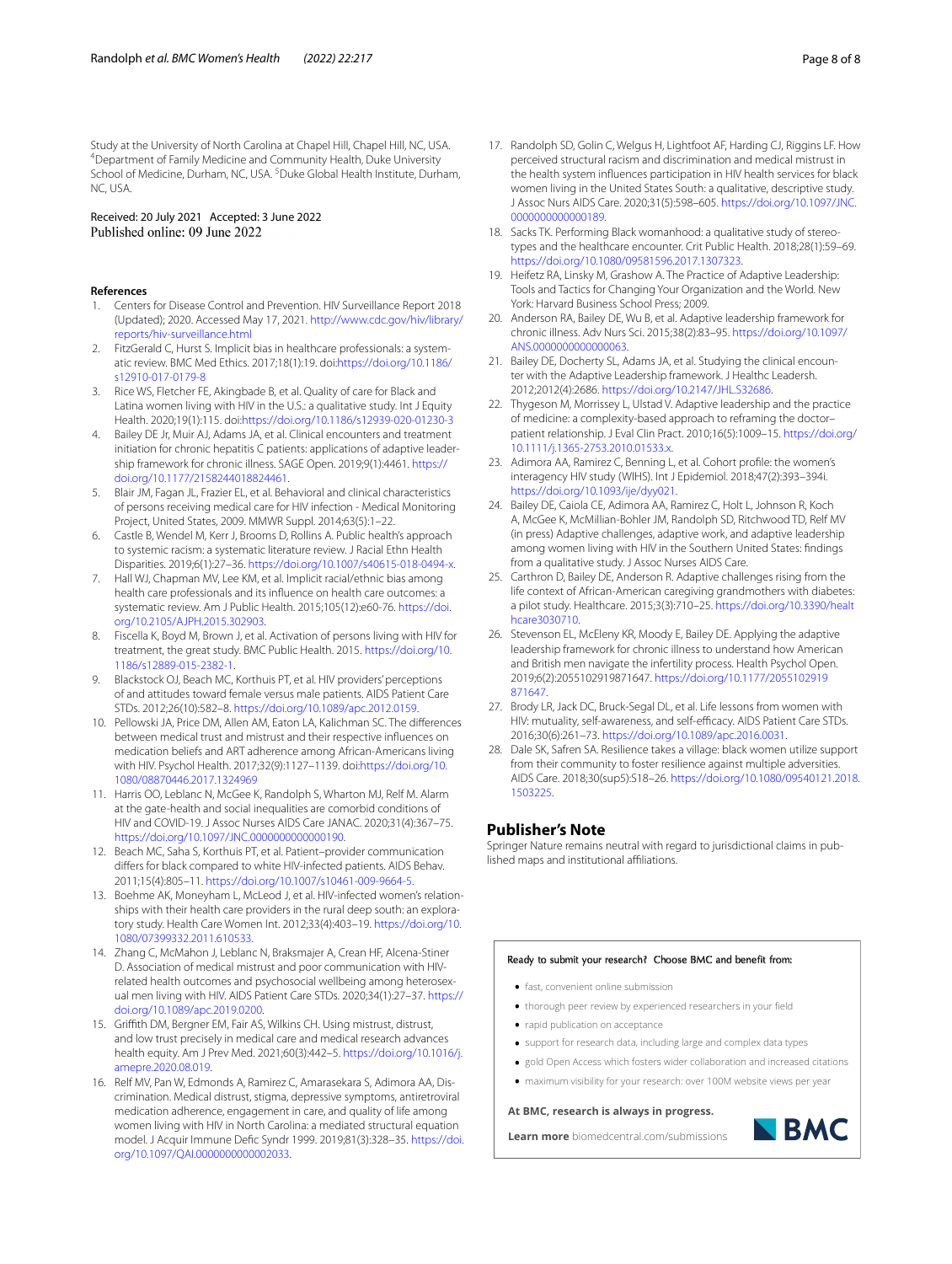Study at the University of North Carolina at Chapel Hill, Chapel Hill, NC, USA. [4]Department of Family Medicine and Community Health, Duke University School of Medicine, Durham, NC, USA. [5]Duke Global Health Institute, Durham, NC, USA.

Received: 20 July 2021 Accepted: 3 June 2022
Published online: 09 June 2022

## References

1. Centers for Disease Control and Prevention. HIV Surveillance Report 2018 (Updated); 2020. Accessed May 17, 2021. http://www.cdc.gov/hiv/library/reports/hiv-surveillance.html
2. FitzGerald C, Hurst S. Implicit bias in healthcare professionals: a systematic review. BMC Med Ethics. 2017;18(1):19. doi:https://doi.org/10.1186/s12910-017-0179-8
3. Rice WS, Fletcher FE, Akingbade B, et al. Quality of care for Black and Latina women living with HIV in the U.S.: a qualitative study. Int J Equity Health. 2020;19(1):115. doi:https://doi.org/10.1186/s12939-020-01230-3
4. Bailey DE Jr, Muir AJ, Adams JA, et al. Clinical encounters and treatment initiation for chronic hepatitis C patients: applications of adaptive leadership framework for chronic illness. SAGE Open. 2019;9(1):4461. https://doi.org/10.1177/2158244018824461.
5. Blair JM, Fagan JL, Frazier EL, et al. Behavioral and clinical characteristics of persons receiving medical care for HIV infection - Medical Monitoring Project, United States, 2009. MMWR Suppl. 2014;63(5):1–22.
6. Castle B, Wendel M, Kerr J, Brooms D, Rollins A. Public health's approach to systemic racism: a systematic literature review. J Racial Ethn Health Disparities. 2019;6(1):27–36. https://doi.org/10.1007/s40615-018-0494-x.
7. Hall WJ, Chapman MV, Lee KM, et al. Implicit racial/ethnic bias among health care professionals and its influence on health care outcomes: a systematic review. Am J Public Health. 2015;105(12):e60-76. https://doi.org/10.2105/AJPH.2015.302903.
8. Fiscella K, Boyd M, Brown J, et al. Activation of persons living with HIV for treatment, the great study. BMC Public Health. 2015. https://doi.org/10.1186/s12889-015-2382-1.
9. Blackstock OJ, Beach MC, Korthuis PT, et al. HIV providers' perceptions of and attitudes toward female versus male patients. AIDS Patient Care STDs. 2012;26(10):582–8. https://doi.org/10.1089/apc.2012.0159.
10. Pellowski JA, Price DM, Allen AM, Eaton LA, Kalichman SC. The differences between medical trust and mistrust and their respective influences on medication beliefs and ART adherence among African-Americans living with HIV. Psychol Health. 2017;32(9):1127–1139. doi:https://doi.org/10.1080/08870446.2017.1324969
11. Harris OO, Leblanc N, McGee K, Randolph S, Wharton MJ, Relf M. Alarm at the gate-health and social inequalities are comorbid conditions of HIV and COVID-19. J Assoc Nurses AIDS Care JANAC. 2020;31(4):367–75. https://doi.org/10.1097/JNC.0000000000000190.
12. Beach MC, Saha S, Korthuis PT, et al. Patient–provider communication differs for black compared to white HIV-infected patients. AIDS Behav. 2011;15(4):805–11. https://doi.org/10.1007/s10461-009-9664-5.
13. Boehme AK, Moneyham L, McLeod J, et al. HIV-infected women's relationships with their health care providers in the rural deep south: an exploratory study. Health Care Women Int. 2012;33(4):403–19. https://doi.org/10.1080/07399332.2011.610533.
14. Zhang C, McMahon J, Leblanc N, Braksmajer A, Crean HF, Alcena-Stiner D. Association of medical mistrust and poor communication with HIV-related health outcomes and psychosocial wellbeing among heterosexual men living with HIV. AIDS Patient Care STDs. 2020;34(1):27–37. https://doi.org/10.1089/apc.2019.0200.
15. Griffith DM, Bergner EM, Fair AS, Wilkins CH. Using mistrust, distrust, and low trust precisely in medical care and medical research advances health equity. Am J Prev Med. 2021;60(3):442–5. https://doi.org/10.1016/j.amepre.2020.08.019.
16. Relf MV, Pan W, Edmonds A, Ramirez C, Amarasekara S, Adimora AA. Discrimination. Medical distrust, stigma, depressive symptoms, antiretroviral medication adherence, engagement in care, and quality of life among women living with HIV in North Carolina: a mediated structural equation model. J Acquir Immune Defic Syndr 1999. 2019;81(3):328–35. https://doi.org/10.1097/QAI.0000000000002033.
17. Randolph SD, Golin C, Welgus H, Lightfoot AF, Harding CJ, Riggins LF. How perceived structural racism and discrimination and medical mistrust in the health system influences participation in HIV health services for black women living in the United States South: a qualitative, descriptive study. J Assoc Nurs AIDS Care. 2020;31(5):598–605. https://doi.org/10.1097/JNC.0000000000000189.
18. Sacks TK. Performing Black womanhood: a qualitative study of stereotypes and the healthcare encounter. Crit Public Health. 2018;28(1):59–69. https://doi.org/10.1080/09581596.2017.1307323.
19. Heifetz RA, Linsky M, Grashow A. The Practice of Adaptive Leadership: Tools and Tactics for Changing Your Organization and the World. New York: Harvard Business School Press; 2009.
20. Anderson RA, Bailey DE, Wu B, et al. Adaptive leadership framework for chronic illness. Adv Nurs Sci. 2015;38(2):83–95. https://doi.org/10.1097/ANS.0000000000000063.
21. Bailey DE, Docherty SL, Adams JA, et al. Studying the clinical encounter with the Adaptive Leadership framework. J Healthc Leadersh. 2012;2012(4):2686. https://doi.org/10.2147/JHL.S32686.
22. Thygeson M, Morrissey L, Ulstad V. Adaptive leadership and the practice of medicine: a complexity-based approach to reframing the doctor–patient relationship. J Eval Clin Pract. 2010;16(5):1009–15. https://doi.org/10.1111/j.1365-2753.2010.01533.x.
23. Adimora AA, Ramirez C, Benning L, et al. Cohort profile: the women's interagency HIV study (WIHS). Int J Epidemiol. 2018;47(2):393–394i. https://doi.org/10.1093/ije/dyy021.
24. Bailey DE, Caiola CE, Adimora AA, Ramirez C, Holt L, Johnson R, Koch A, McGee K, McMillian-Bohler JM, Randolph SD, Ritchwood TD, Relf MV (in press) Adaptive challenges, adaptive work, and adaptive leadership among women living with HIV in the Southern United States: findings from a qualitative study. J Assoc Nurses AIDS Care.
25. Carthron D, Bailey DE, Anderson R. Adaptive challenges rising from the life context of African-American caregiving grandmothers with diabetes: a pilot study. Healthcare. 2015;3(3):710–25. https://doi.org/10.3390/healthcare3030710.
26. Stevenson EL, McEleny KR, Moody E, Bailey DE. Applying the adaptive leadership framework for chronic illness to understand how American and British men navigate the infertility process. Health Psychol Open. 2019;6(2):2055102919871647. https://doi.org/10.1177/2055102919871647.
27. Brody LR, Jack DC, Bruck-Segal DL, et al. Life lessons from women with HIV: mutuality, self-awareness, and self-efficacy. AIDS Patient Care STDs. 2016;30(6):261–73. https://doi.org/10.1089/apc.2016.0031.
28. Dale SK, Safren SA. Resilience takes a village: black women utilize support from their community to foster resilience against multiple adversities. AIDS Care. 2018;30(sup5):S18–26. https://doi.org/10.1080/09540121.2018.1503225.

## Publisher's Note

Springer Nature remains neutral with regard to jurisdictional claims in published maps and institutional affiliations.

Ready to submit your research? Choose BMC and benefit from:

- fast, convenient online submission
- thorough peer review by experienced researchers in your field
- rapid publication on acceptance
- support for research data, including large and complex data types
- gold Open Access which fosters wider collaboration and increased citations
- maximum visibility for your research: over 100M website views per year

**At BMC, research is always in progress.**

**Learn more** biomedcentral.com/submissions

BMC